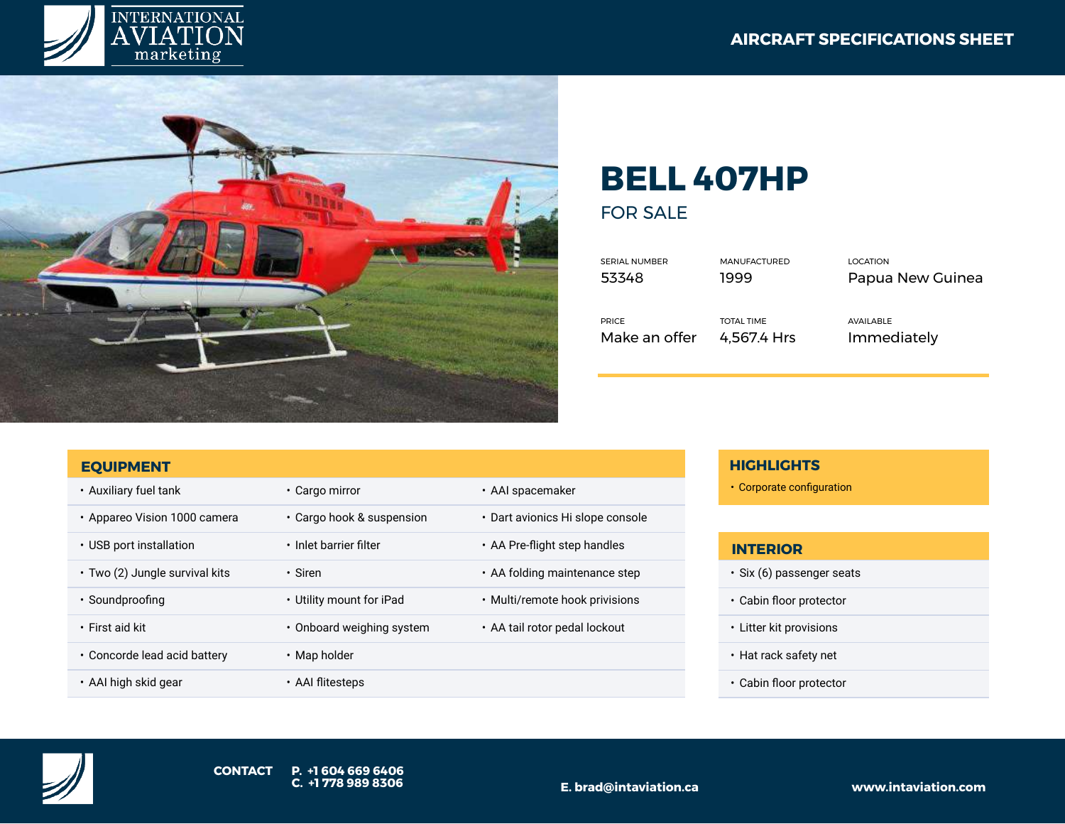INTERNATIONAL AVIATION marketing

AIRCRAFT SPECIFICATIONS SHEET

# BELL 407HP

## FOR SALE

| SERIAL NUMBER | MANUFACTURED | LOCATION |
|---|---|---|
| 53348 | 1999 | Papua New Guinea |
| **PRICE** | **TOTAL TIME** | **AVAILABLE** |
| Make an offer | 4,567.4 Hrs | Immediately |

## EQUIPMENT

- Auxiliary fuel tank
- Appareo Vision 1000 camera
- USB port installation
- Two (2) Jungle survival kits
- Soundproofing
- First aid kit
- Concorde lead acid battery
- AAI high skid gear
- Cargo mirror
- Cargo hook & suspension
- Inlet barrier filter
- Siren
- Utility mount for iPad
- Onboard weighing system
- Map holder
- AAI flitesteps
- AAI spacemaker
- Dart avionics Hi slope console
- AA Pre-flight step handles
- AA folding maintenance step
- Multi/remote hook privisions
- AA tail rotor pedal lockout

## HIGHLIGHTS

- Corporate configuration

## INTERIOR

- Six (6) passenger seats
- Cabin floor protector
- Litter kit provisions
- Hat rack safety net
- Cabin floor protector

**CONTACT** **P. +1 604 669 6406** **C. +1 778 989 8306**

**E. brad@intaviation.ca**

**www.intaviation.com**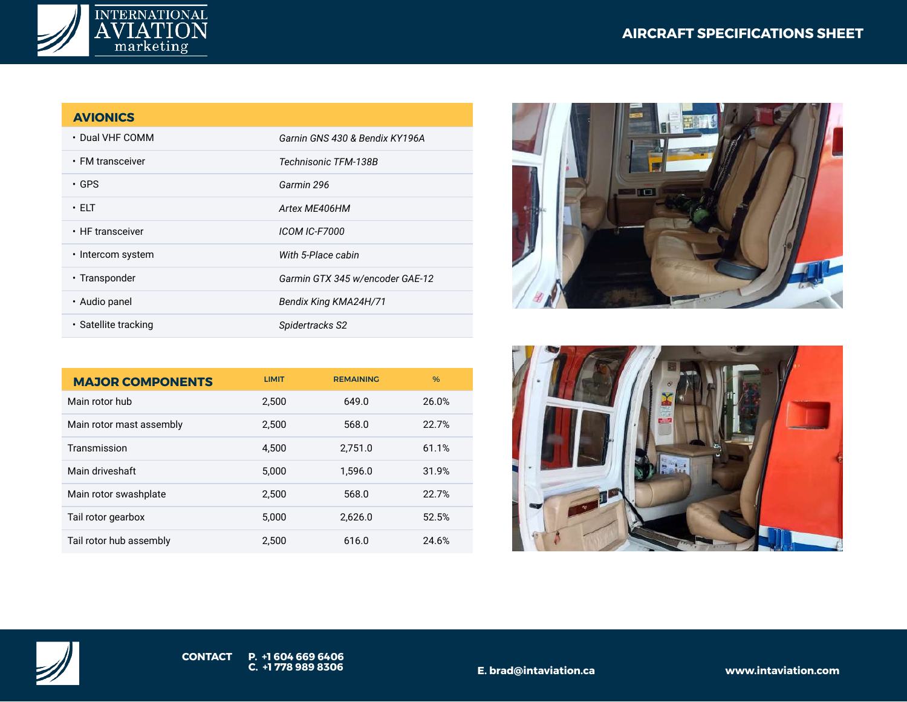## AVIONICS

| | |
|---|---|
| • Dual VHF COMM | *Garnin GNS 430 & Bendix KY196A* |
| • FM transceiver | *Technisonic TFM-138B* |
| • GPS | *Garmin 296* |
| • ELT | *Artex ME406HM* |
| • HF transceiver | *ICOM IC-F7000* |
| • Intercom system | *With 5-Place cabin* |
| • Transponder | *Garmin GTX 345 w/encoder GAE-12* |
| • Audio panel | *Bendix King KMA24H/71* |
| • Satellite tracking | *Spidertracks S2* |

## MAJOR COMPONENTS

| MAJOR COMPONENTS | LIMIT | REMAINING | % |
|---|---|---|---|
| Main rotor hub | 2,500 | 649.0 | 26.0% |
| Main rotor mast assembly | 2,500 | 568.0 | 22.7% |
| Transmission | 4,500 | 2,751.0 | 61.1% |
| Main driveshaft | 5,000 | 1,596.0 | 31.9% |
| Main rotor swashplate | 2,500 | 568.0 | 22.7% |
| Tail rotor gearbox | 5,000 | 2,626.0 | 52.5% |
| Tail rotor hub assembly | 2,500 | 616.0 | 24.6% |

**CONTACT** **P. +1 604 669 6406**
**C. +1 778 989 8306**

**E. brad@intaviation.ca**

**www.intaviation.com**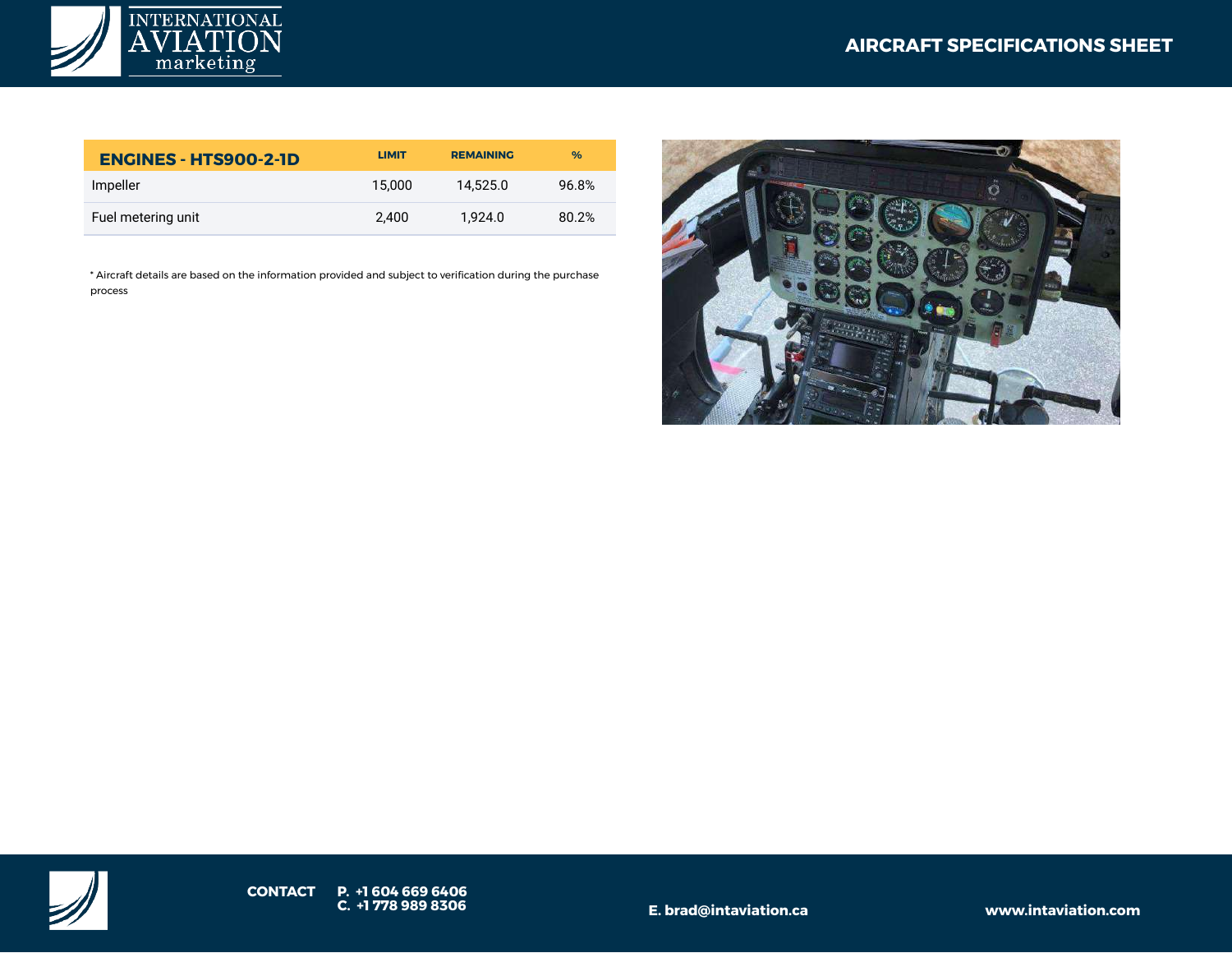| ENGINES - HTS900-2-1D | LIMIT | REMAINING | % |
|---|---|---|---|
| Impeller | 15,000 | 14,525.0 | 96.8% |
| Fuel metering unit | 2,400 | 1,924.0 | 80.2% |

* Aircraft details are based on the information provided and subject to verification during the purchase process